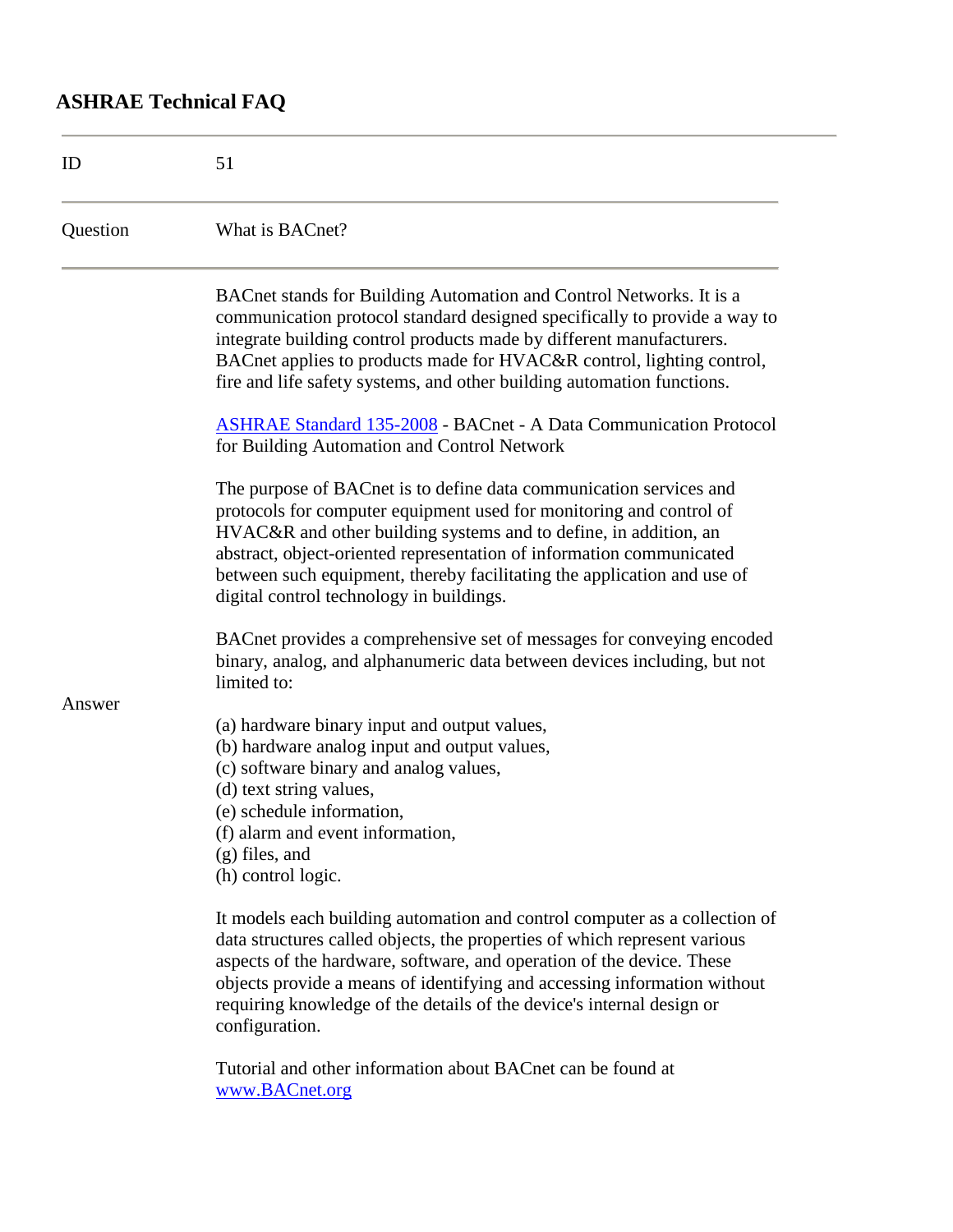## ASHRAE Technical FAQ

| | |
|---|---|
| ID | 51 |
| Question | What is BACnet? |

**Answer**

BACnet stands for Building Automation and Control Networks. It is a communication protocol standard designed specifically to provide a way to integrate building control products made by different manufacturers. BACnet applies to products made for HVAC&R control, lighting control, fire and life safety systems, and other building automation functions.

[ASHRAE Standard 135-2008](#) - BACnet - A Data Communication Protocol for Building Automation and Control Network

The purpose of BACnet is to define data communication services and protocols for computer equipment used for monitoring and control of HVAC&R and other building systems and to define, in addition, an abstract, object-oriented representation of information communicated between such equipment, thereby facilitating the application and use of digital control technology in buildings.

BACnet provides a comprehensive set of messages for conveying encoded binary, analog, and alphanumeric data between devices including, but not limited to:

(a) hardware binary input and output values,
(b) hardware analog input and output values,
(c) software binary and analog values,
(d) text string values,
(e) schedule information,
(f) alarm and event information,
(g) files, and
(h) control logic.

It models each building automation and control computer as a collection of data structures called objects, the properties of which represent various aspects of the hardware, software, and operation of the device. These objects provide a means of identifying and accessing information without requiring knowledge of the details of the device's internal design or configuration.

Tutorial and other information about BACnet can be found at [www.BACnet.org](http://www.BACnet.org)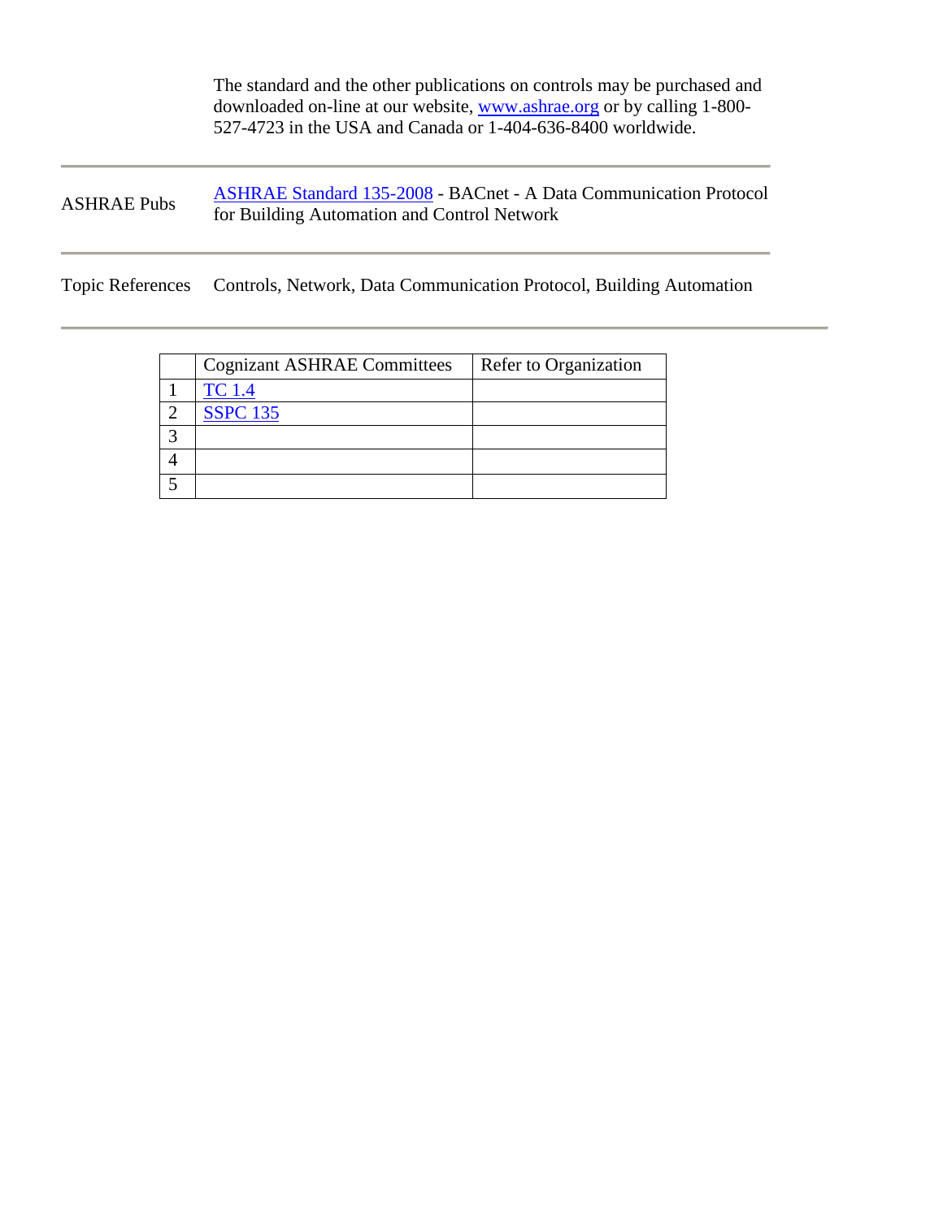The standard and the other publications on controls may be purchased and downloaded on-line at our website, www.ashrae.org or by calling 1-800-527-4723 in the USA and Canada or 1-404-636-8400 worldwide.

---

ASHRAE Pubs: ASHRAE Standard 135-2008 - BACnet - A Data Communication Protocol for Building Automation and Control Network

---

Topic References: Controls, Network, Data Communication Protocol, Building Automation

---

| | Cognizant ASHRAE Committees | Refer to Organization |
|---|---|---|
| 1 | TC 1.4 | |
| 2 | SSPC 135 | |
| 3 | | |
| 4 | | |
| 5 | | |